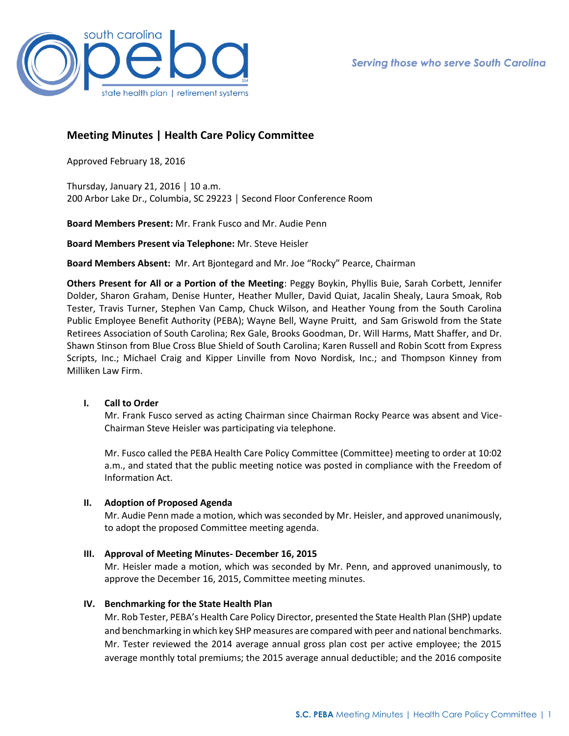# Meeting Minutes | Health Care Policy Committee

Approved February 18, 2016

Thursday, January 21, 2016 | 10 a.m.
200 Arbor Lake Dr., Columbia, SC 29223 | Second Floor Conference Room

**Board Members Present:** Mr. Frank Fusco and Mr. Audie Penn

**Board Members Present via Telephone:** Mr. Steve Heisler

**Board Members Absent:** Mr. Art Bjontegard and Mr. Joe "Rocky" Pearce, Chairman

**Others Present for All or a Portion of the Meeting**: Peggy Boykin, Phyllis Buie, Sarah Corbett, Jennifer Dolder, Sharon Graham, Denise Hunter, Heather Muller, David Quiat, Jacalin Shealy, Laura Smoak, Rob Tester, Travis Turner, Stephen Van Camp, Chuck Wilson, and Heather Young from the South Carolina Public Employee Benefit Authority (PEBA); Wayne Bell, Wayne Pruitt, and Sam Griswold from the State Retirees Association of South Carolina; Rex Gale, Brooks Goodman, Dr. Will Harms, Matt Shaffer, and Dr. Shawn Stinson from Blue Cross Blue Shield of South Carolina; Karen Russell and Robin Scott from Express Scripts, Inc.; Michael Craig and Kipper Linville from Novo Nordisk, Inc.; and Thompson Kinney from Milliken Law Firm.

## I. Call to Order

Mr. Frank Fusco served as acting Chairman since Chairman Rocky Pearce was absent and Vice-Chairman Steve Heisler was participating via telephone.

Mr. Fusco called the PEBA Health Care Policy Committee (Committee) meeting to order at 10:02 a.m., and stated that the public meeting notice was posted in compliance with the Freedom of Information Act.

## II. Adoption of Proposed Agenda

Mr. Audie Penn made a motion, which was seconded by Mr. Heisler, and approved unanimously, to adopt the proposed Committee meeting agenda.

## III. Approval of Meeting Minutes- December 16, 2015

Mr. Heisler made a motion, which was seconded by Mr. Penn, and approved unanimously, to approve the December 16, 2015, Committee meeting minutes.

## IV. Benchmarking for the State Health Plan

Mr. Rob Tester, PEBA's Health Care Policy Director, presented the State Health Plan (SHP) update and benchmarking in which key SHP measures are compared with peer and national benchmarks. Mr. Tester reviewed the 2014 average annual gross plan cost per active employee; the 2015 average monthly total premiums; the 2015 average annual deductible; and the 2016 composite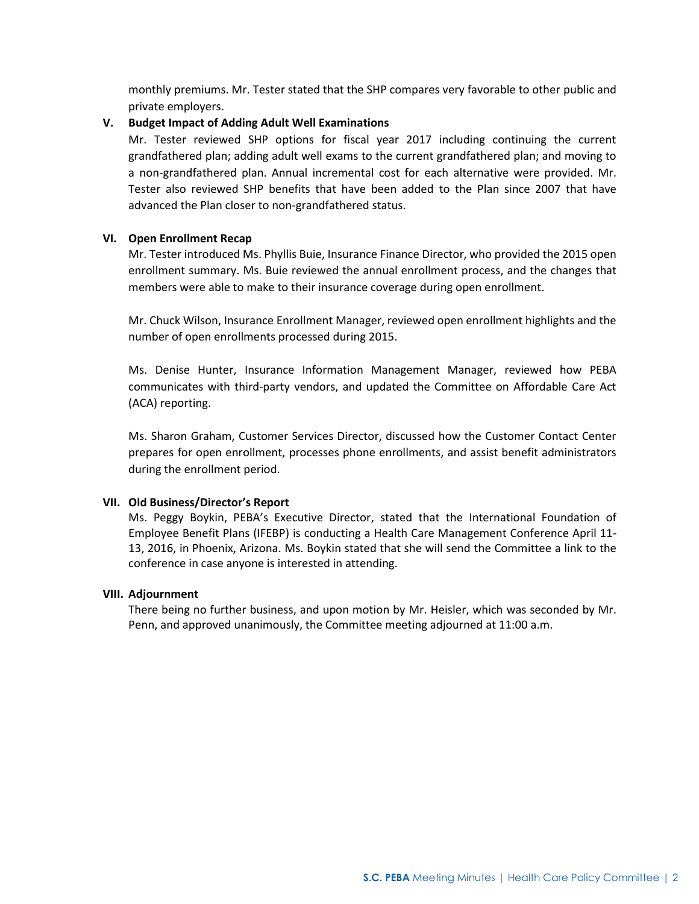monthly premiums. Mr. Tester stated that the SHP compares very favorable to other public and private employers.

## V. Budget Impact of Adding Adult Well Examinations

Mr. Tester reviewed SHP options for fiscal year 2017 including continuing the current grandfathered plan; adding adult well exams to the current grandfathered plan; and moving to a non-grandfathered plan. Annual incremental cost for each alternative were provided. Mr. Tester also reviewed SHP benefits that have been added to the Plan since 2007 that have advanced the Plan closer to non-grandfathered status.

## VI. Open Enrollment Recap

Mr. Tester introduced Ms. Phyllis Buie, Insurance Finance Director, who provided the 2015 open enrollment summary. Ms. Buie reviewed the annual enrollment process, and the changes that members were able to make to their insurance coverage during open enrollment.

Mr. Chuck Wilson, Insurance Enrollment Manager, reviewed open enrollment highlights and the number of open enrollments processed during 2015.

Ms. Denise Hunter, Insurance Information Management Manager, reviewed how PEBA communicates with third-party vendors, and updated the Committee on Affordable Care Act (ACA) reporting.

Ms. Sharon Graham, Customer Services Director, discussed how the Customer Contact Center prepares for open enrollment, processes phone enrollments, and assist benefit administrators during the enrollment period.

## VII. Old Business/Director's Report

Ms. Peggy Boykin, PEBA's Executive Director, stated that the International Foundation of Employee Benefit Plans (IFEBP) is conducting a Health Care Management Conference April 11-13, 2016, in Phoenix, Arizona. Ms. Boykin stated that she will send the Committee a link to the conference in case anyone is interested in attending.

## VIII. Adjournment

There being no further business, and upon motion by Mr. Heisler, which was seconded by Mr. Penn, and approved unanimously, the Committee meeting adjourned at 11:00 a.m.